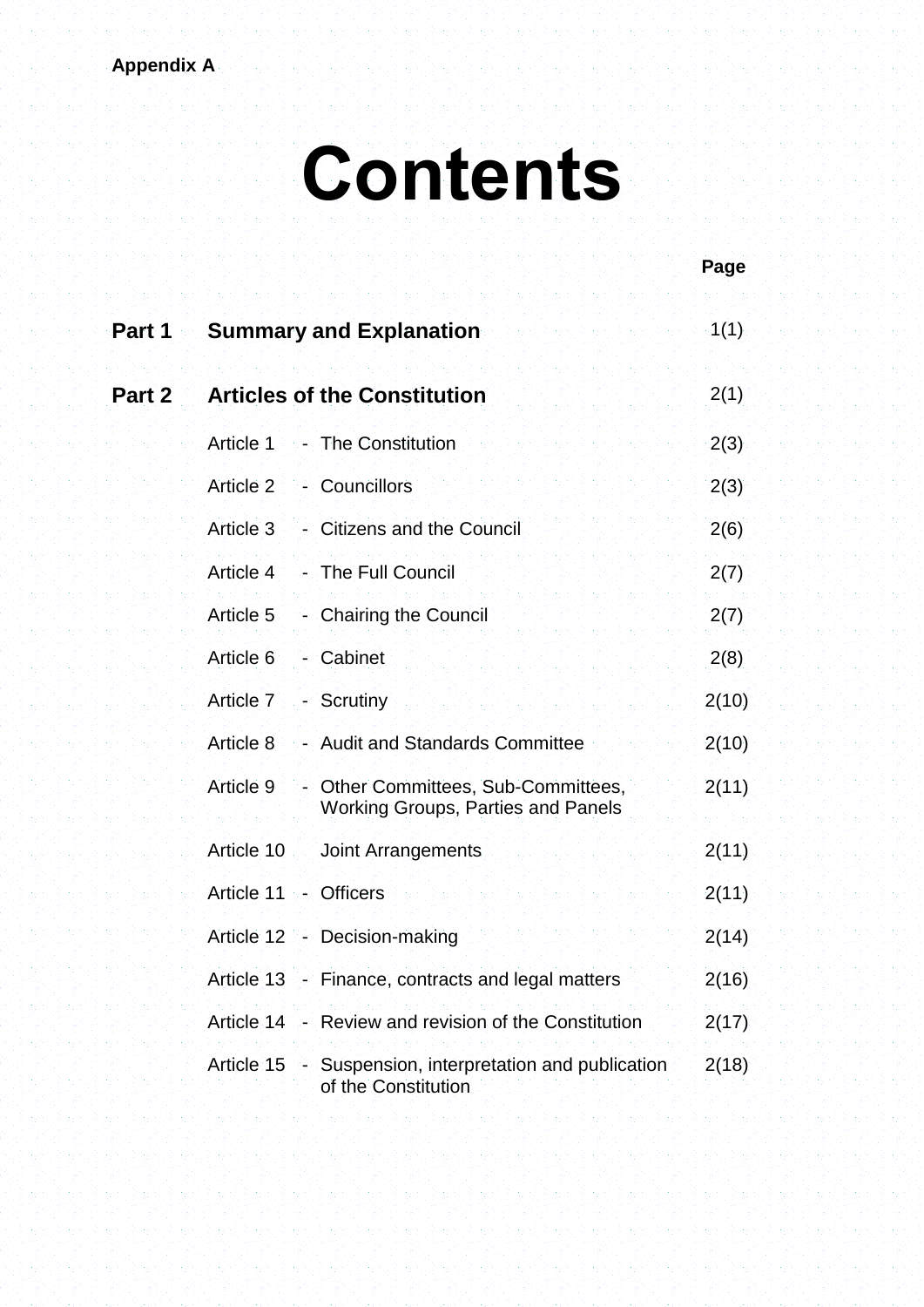**Appendix A**

# Contents

| | | Page |
|---|---|---|
| **Part 1** | **Summary and Explanation** | 1(1) |
| **Part 2** | **Articles of the Constitution** | 2(1) |
| | Article 1 - The Constitution | 2(3) |
| | Article 2 - Councillors | 2(3) |
| | Article 3 - Citizens and the Council | 2(6) |
| | Article 4 - The Full Council | 2(7) |
| | Article 5 - Chairing the Council | 2(7) |
| | Article 6 - Cabinet | 2(8) |
| | Article 7 - Scrutiny | 2(10) |
| | Article 8 - Audit and Standards Committee | 2(10) |
| | Article 9 - Other Committees, Sub-Committees, Working Groups, Parties and Panels | 2(11) |
| | Article 10 Joint Arrangements | 2(11) |
| | Article 11 - Officers | 2(11) |
| | Article 12 - Decision-making | 2(14) |
| | Article 13 - Finance, contracts and legal matters | 2(16) |
| | Article 14 - Review and revision of the Constitution | 2(17) |
| | Article 15 - Suspension, interpretation and publication of the Constitution | 2(18) |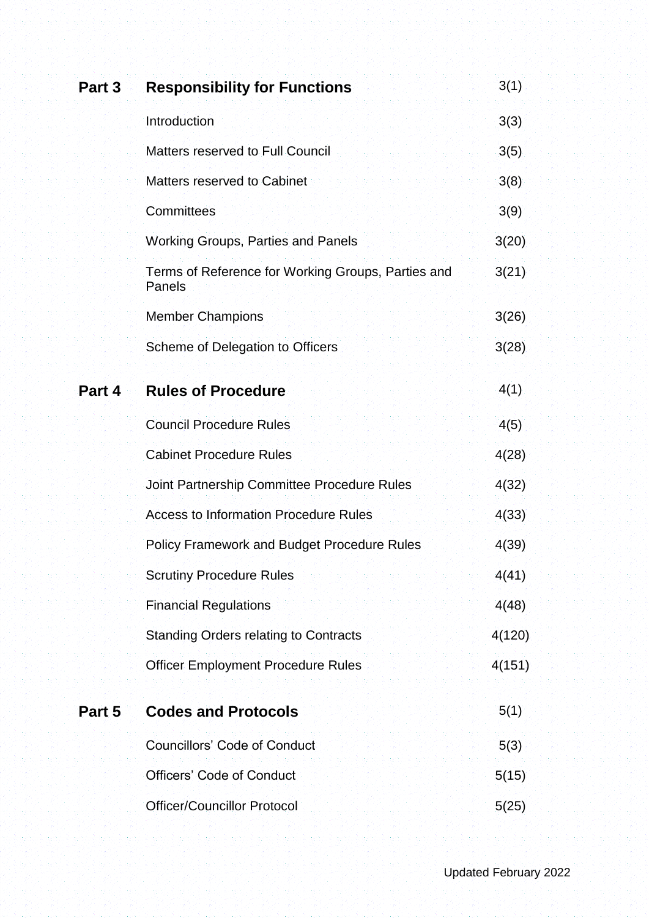| | | |
|---|---|---|
| **Part 3** | **Responsibility for Functions** | 3(1) |
| | Introduction | 3(3) |
| | Matters reserved to Full Council | 3(5) |
| | Matters reserved to Cabinet | 3(8) |
| | Committees | 3(9) |
| | Working Groups, Parties and Panels | 3(20) |
| | Terms of Reference for Working Groups, Parties and Panels | 3(21) |
| | Member Champions | 3(26) |
| | Scheme of Delegation to Officers | 3(28) |
| **Part 4** | **Rules of Procedure** | 4(1) |
| | Council Procedure Rules | 4(5) |
| | Cabinet Procedure Rules | 4(28) |
| | Joint Partnership Committee Procedure Rules | 4(32) |
| | Access to Information Procedure Rules | 4(33) |
| | Policy Framework and Budget Procedure Rules | 4(39) |
| | Scrutiny Procedure Rules | 4(41) |
| | Financial Regulations | 4(48) |
| | Standing Orders relating to Contracts | 4(120) |
| | Officer Employment Procedure Rules | 4(151) |
| **Part 5** | **Codes and Protocols** | 5(1) |
| | Councillors' Code of Conduct | 5(3) |
| | Officers' Code of Conduct | 5(15) |
| | Officer/Councillor Protocol | 5(25) |

Updated February 2022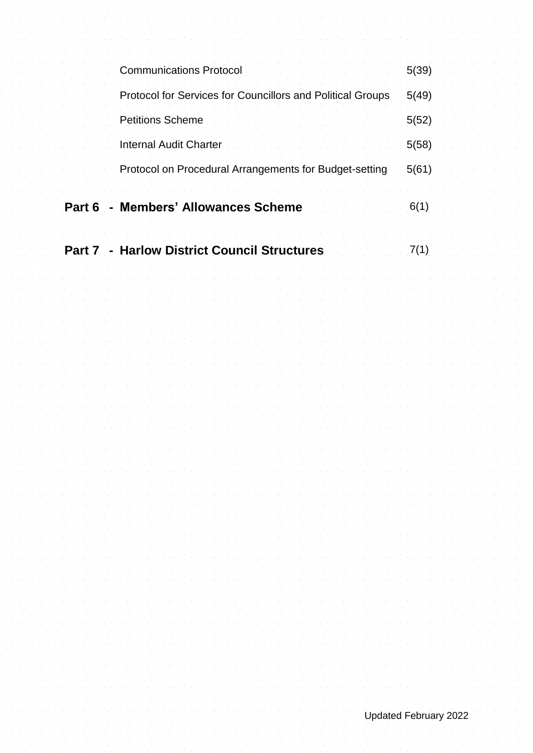| | |
|---|---|
| Communications Protocol | 5(39) |
| Protocol for Services for Councillors and Political Groups | 5(49) |
| Petitions Scheme | 5(52) |
| Internal Audit Charter | 5(58) |
| Protocol on Procedural Arrangements for Budget-setting | 5(61) |
| **Part 6 - Members' Allowances Scheme** | 6(1) |
| **Part 7 - Harlow District Council Structures** | 7(1) |

Updated February 2022